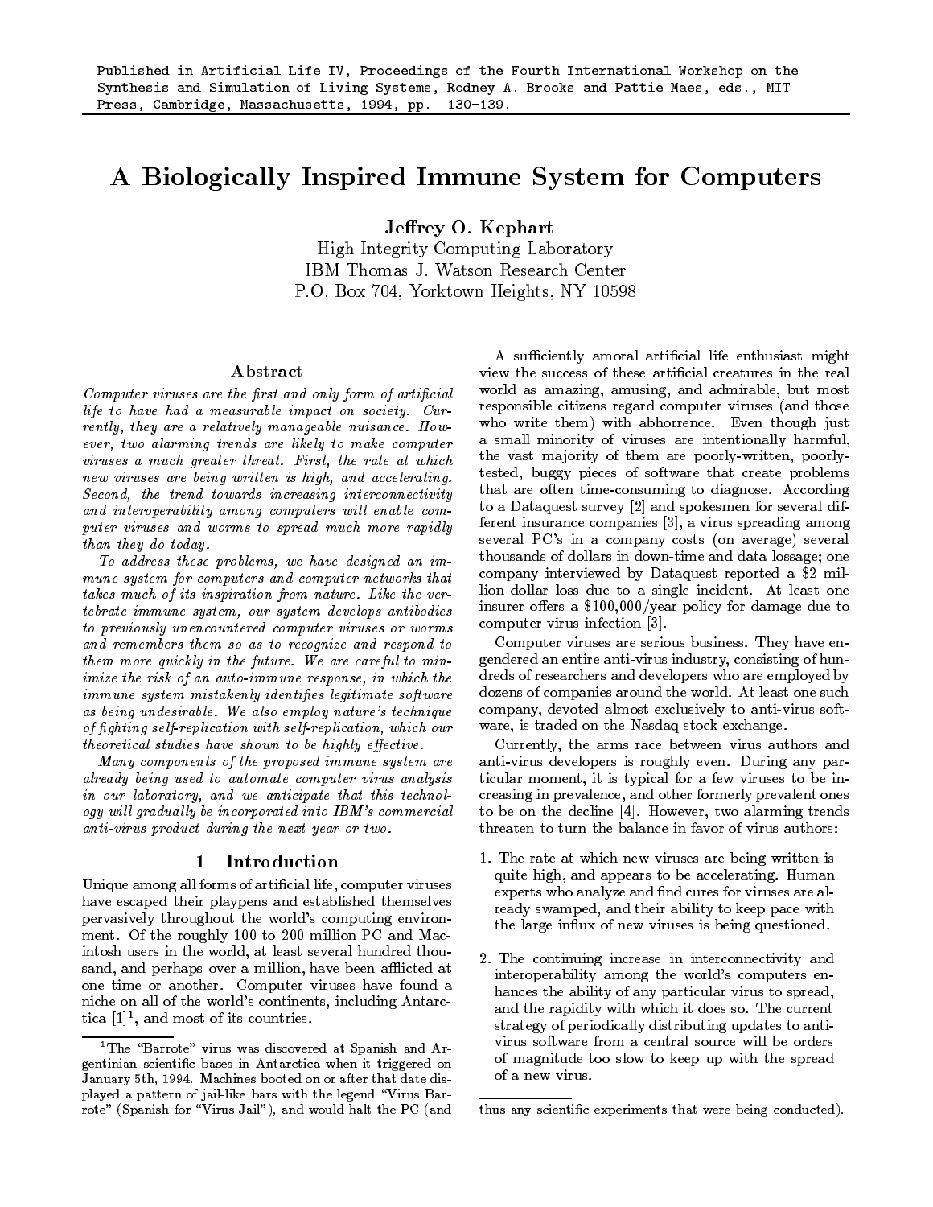Published in Artificial Life IV, Proceedings of the Fourth International Workshop on the Synthesis and Simulation of Living Systems, Rodney A. Brooks and Pattie Maes, eds., MIT Press, Cambridge, Massachusetts, 1994, pp. 130-139.

# A Biologically Inspired Immune System for Computers

**Jeffrey O. Kephart**

High Integrity Computing Laboratory
IBM Thomas J. Watson Research Center
P.O. Box 704, Yorktown Heights, NY 10598

## Abstract

*Computer viruses are the first and only form of artificial life to have had a measurable impact on society. Currently, they are a relatively manageable nuisance. However, two alarming trends are likely to make computer viruses a much greater threat. First, the rate at which new viruses are being written is high, and accelerating. Second, the trend towards increasing interconnectivity and interoperability among computers will enable computer viruses and worms to spread much more rapidly than they do today.*

*To address these problems, we have designed an immune system for computers and computer networks that takes much of its inspiration from nature. Like the vertebrate immune system, our system develops antibodies to previously unencountered computer viruses or worms and remembers them so as to recognize and respond to them more quickly in the future. We are careful to minimize the risk of an auto-immune response, in which the immune system mistakenly identifies legitimate software as being undesirable. We also employ nature's technique of fighting self-replication with self-replication, which our theoretical studies have shown to be highly effective.*

*Many components of the proposed immune system are already being used to automate computer virus analysis in our laboratory, and we anticipate that this technology will gradually be incorporated into IBM's commercial anti-virus product during the next year or two.*

## 1 Introduction

Unique among all forms of artificial life, computer viruses have escaped their playpens and established themselves pervasively throughout the world's computing environment. Of the roughly 100 to 200 million PC and Macintosh users in the world, at least several hundred thousand, and perhaps over a million, have been afflicted at one time or another. Computer viruses have found a niche on all of the world's continents, including Antarctica [1][1], and most of its countries.

A sufficiently amoral artificial life enthusiast might view the success of these artificial creatures in the real world as amazing, amusing, and admirable, but most responsible citizens regard computer viruses (and those who write them) with abhorrence. Even though just a small minority of viruses are intentionally harmful, the vast majority of them are poorly-written, poorly-tested, buggy pieces of software that create problems that are often time-consuming to diagnose. According to a Dataquest survey [2] and spokesmen for several different insurance companies [3], a virus spreading among several PC's in a company costs (on average) several thousands of dollars in down-time and data lossage; one company interviewed by Dataquest reported a $2 million dollar loss due to a single incident. At least one insurer offers a $100,000/year policy for damage due to computer virus infection [3].

Computer viruses are serious business. They have engendered an entire anti-virus industry, consisting of hundreds of researchers and developers who are employed by dozens of companies around the world. At least one such company, devoted almost exclusively to anti-virus software, is traded on the Nasdaq stock exchange.

Currently, the arms race between virus authors and anti-virus developers is roughly even. During any particular moment, it is typical for a few viruses to be increasing in prevalence, and other formerly prevalent ones to be on the decline [4]. However, two alarming trends threaten to turn the balance in favor of virus authors:

1. The rate at which new viruses are being written is quite high, and appears to be accelerating. Human experts who analyze and find cures for viruses are already swamped, and their ability to keep pace with the large influx of new viruses is being questioned.

2. The continuing increase in interconnectivity and interoperability among the world's computers enhances the ability of any particular virus to spread, and the rapidity with which it does so. The current strategy of periodically distributing updates to anti-virus software from a central source will be orders of magnitude too slow to keep up with the spread of a new virus.

[1] The "Barrote" virus was discovered at Spanish and Argentinian scientific bases in Antarctica when it triggered on January 5th, 1994. Machines booted on or after that date displayed a pattern of jail-like bars with the legend "Virus Barrote" (Spanish for "Virus Jail"), and would halt the PC (and thus any scientific experiments that were being conducted).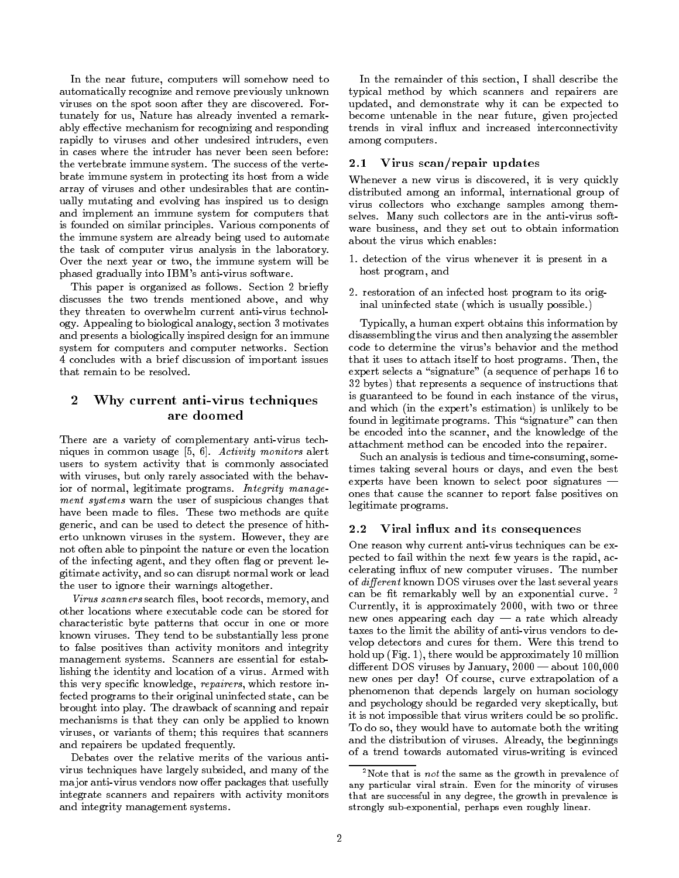In the near future, computers will somehow need to automatically recognize and remove previously unknown viruses on the spot soon after they are discovered. Fortunately for us, Nature has already invented a remarkably effective mechanism for recognizing and responding rapidly to viruses and other undesired intruders, even in cases where the intruder has never been seen before: the vertebrate immune system. The success of the vertebrate immune system in protecting its host from a wide array of viruses and other undesirables that are continually mutating and evolving has inspired us to design and implement an immune system for computers that is founded on similar principles. Various components of the immune system are already being used to automate the task of computer virus analysis in the laboratory. Over the next year or two, the immune system will be phased gradually into IBM's anti-virus software.

This paper is organized as follows. Section 2 briefly discusses the two trends mentioned above, and why they threaten to overwhelm current anti-virus technology. Appealing to biological analogy, section 3 motivates and presents a biologically inspired design for an immune system for computers and computer networks. Section 4 concludes with a brief discussion of important issues that remain to be resolved.

## 2 Why current anti-virus techniques are doomed

There are a variety of complementary anti-virus techniques in common usage [5, 6]. *Activity monitors* alert users to system activity that is commonly associated with viruses, but only rarely associated with the behavior of normal, legitimate programs. *Integrity management systems* warn the user of suspicious changes that have been made to files. These two methods are quite generic, and can be used to detect the presence of hitherto unknown viruses in the system. However, they are not often able to pinpoint the nature or even the location of the infecting agent, and they often flag or prevent legitimate activity, and so can disrupt normal work or lead the user to ignore their warnings altogether.

*Virus scanners* search files, boot records, memory, and other locations where executable code can be stored for characteristic byte patterns that occur in one or more known viruses. They tend to be substantially less prone to false positives than activity monitors and integrity management systems. Scanners are essential for establishing the identity and location of a virus. Armed with this very specific knowledge, *repairers*, which restore infected programs to their original uninfected state, can be brought into play. The drawback of scanning and repair mechanisms is that they can only be applied to known viruses, or variants of them; this requires that scanners and repairers be updated frequently.

Debates over the relative merits of the various anti-virus techniques have largely subsided, and many of the major anti-virus vendors now offer packages that usefully integrate scanners and repairers with activity monitors and integrity management systems.

In the remainder of this section, I shall describe the typical method by which scanners and repairers are updated, and demonstrate why it can be expected to become untenable in the near future, given projected trends in viral influx and increased interconnectivity among computers.

### 2.1 Virus scan/repair updates

Whenever a new virus is discovered, it is very quickly distributed among an informal, international group of virus collectors who exchange samples among themselves. Many such collectors are in the anti-virus software business, and they set out to obtain information about the virus which enables:

1. detection of the virus whenever it is present in a host program, and
2. restoration of an infected host program to its original uninfected state (which is usually possible.)

Typically, a human expert obtains this information by disassembling the virus and then analyzing the assembler code to determine the virus's behavior and the method that it uses to attach itself to host programs. Then, the expert selects a "signature" (a sequence of perhaps 16 to 32 bytes) that represents a sequence of instructions that is guaranteed to be found in each instance of the virus, and which (in the expert's estimation) is unlikely to be found in legitimate programs. This "signature" can then be encoded into the scanner, and the knowledge of the attachment method can be encoded into the repairer.

Such an analysis is tedious and time-consuming, sometimes taking several hours or days, and even the best experts have been known to select poor signatures — ones that cause the scanner to report false positives on legitimate programs.

### 2.2 Viral influx and its consequences

One reason why current anti-virus techniques can be expected to fail within the next few years is the rapid, accelerating influx of new computer viruses. The number of *different* known DOS viruses over the last several years can be fit remarkably well by an exponential curve. [2] Currently, it is approximately 2000, with two or three new ones appearing each day — a rate which already taxes to the limit the ability of anti-virus vendors to develop detectors and cures for them. Were this trend to hold up (Fig. 1), there would be approximately 10 million different DOS viruses by January, 2000 — about 100,000 new ones per day! Of course, curve extrapolation of a phenomenon that depends largely on human sociology and psychology should be regarded very skeptically, but it is not impossible that virus writers could be so prolific. To do so, they would have to automate both the writing and the distribution of viruses. Already, the beginnings of a trend towards automated virus-writing is evinced

[2] Note that is *not* the same as the growth in prevalence of any particular viral strain. Even for the minority of viruses that are successful in any degree, the growth in prevalence is strongly sub-exponential, perhaps even roughly linear.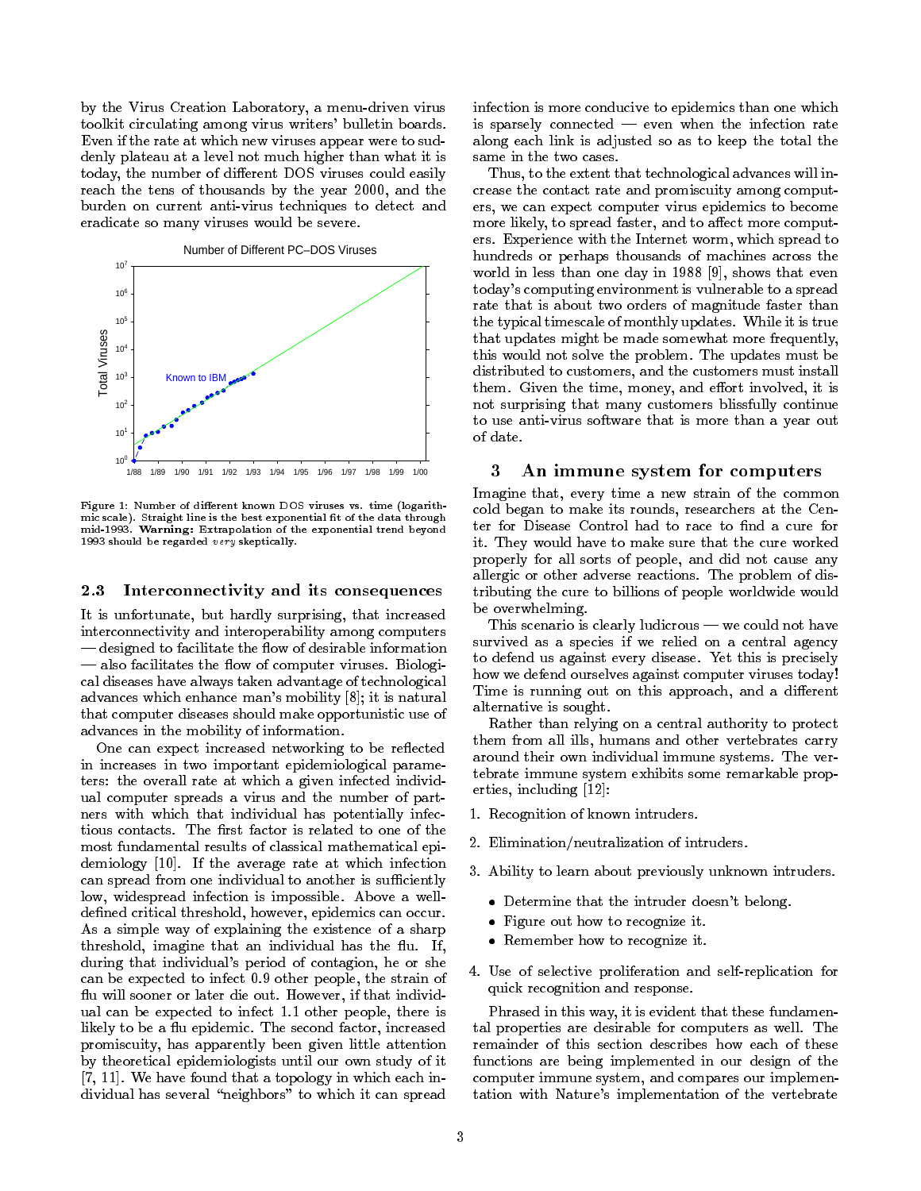by the Virus Creation Laboratory, a menu-driven virus toolkit circulating among virus writers' bulletin boards. Even if the rate at which new viruses appear were to suddenly plateau at a level not much higher than what it is today, the number of different DOS viruses could easily reach the tens of thousands by the year 2000, and the burden on current anti-virus techniques to detect and eradicate so many viruses would be severe.

Figure 1: Number of different known DOS viruses vs. time (logarithmic scale). Straight line is the best exponential fit of the data through mid-1993. **Warning:** Extrapolation of the exponential trend beyond 1993 should be regarded *very* skeptically.

### 2.3 Interconnectivity and its consequences

It is unfortunate, but hardly surprising, that increased interconnectivity and interoperability among computers — designed to facilitate the flow of desirable information — also facilitates the flow of computer viruses. Biological diseases have always taken advantage of technological advances which enhance man's mobility [8]; it is natural that computer diseases should make opportunistic use of advances in the mobility of information.

One can expect increased networking to be reflected in increases in two important epidemiological parameters: the overall rate at which a given infected individual computer spreads a virus and the number of partners with which that individual has potentially infectious contacts. The first factor is related to one of the most fundamental results of classical mathematical epidemiology [10]. If the average rate at which infection can spread from one individual to another is sufficiently low, widespread infection is impossible. Above a well-defined critical threshold, however, epidemics can occur. As a simple way of explaining the existence of a sharp threshold, imagine that an individual has the flu. If, during that individual's period of contagion, he or she can be expected to infect 0.9 other people, the strain of flu will sooner or later die out. However, if that individual can be expected to infect 1.1 other people, there is likely to be a flu epidemic. The second factor, increased promiscuity, has apparently been given little attention by theoretical epidemiologists until our own study of it [7, 11]. We have found that a topology in which each individual has several "neighbors" to which it can spread infection is more conducive to epidemics than one which is sparsely connected — even when the infection rate along each link is adjusted so as to keep the total the same in the two cases.

Thus, to the extent that technological advances will increase the contact rate and promiscuity among computers, we can expect computer virus epidemics to become more likely, to spread faster, and to affect more computers. Experience with the Internet worm, which spread to hundreds or perhaps thousands of machines across the world in less than one day in 1988 [9], shows that even today's computing environment is vulnerable to a spread rate that is about two orders of magnitude faster than the typical timescale of monthly updates. While it is true that updates might be made somewhat more frequently, this would not solve the problem. The updates must be distributed to customers, and the customers must install them. Given the time, money, and effort involved, it is not surprising that many customers blissfully continue to use anti-virus software that is more than a year out of date.

## 3 An immune system for computers

Imagine that, every time a new strain of the common cold began to make its rounds, researchers at the Center for Disease Control had to race to find a cure for it. They would have to make sure that the cure worked properly for all sorts of people, and did not cause any allergic or other adverse reactions. The problem of distributing the cure to billions of people worldwide would be overwhelming.

This scenario is clearly ludicrous — we could not have survived as a species if we relied on a central agency to defend us against every disease. Yet this is precisely how we defend ourselves against computer viruses today! Time is running out on this approach, and a different alternative is sought.

Rather than relying on a central authority to protect them from all ills, humans and other vertebrates carry around their own individual immune systems. The vertebrate immune system exhibits some remarkable properties, including [12]:

1. Recognition of known intruders.
2. Elimination/neutralization of intruders.
3. Ability to learn about previously unknown intruders.
   - Determine that the intruder doesn't belong.
   - Figure out how to recognize it.
   - Remember how to recognize it.
4. Use of selective proliferation and self-replication for quick recognition and response.

Phrased in this way, it is evident that these fundamental properties are desirable for computers as well. The remainder of this section describes how each of these functions are being implemented in our design of the computer immune system, and compares our implementation with Nature's implementation of the vertebrate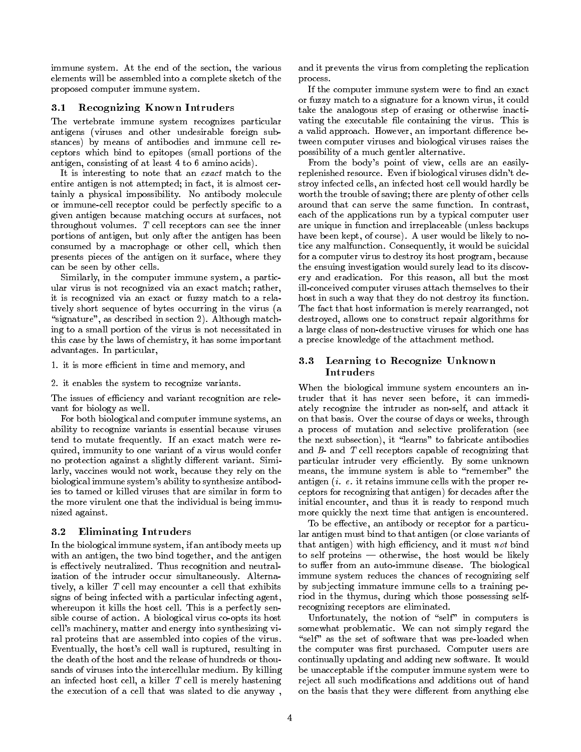immune system. At the end of the section, the various elements will be assembled into a complete sketch of the proposed computer immune system.

### 3.1 Recognizing Known Intruders

The vertebrate immune system recognizes particular antigens (viruses and other undesirable foreign substances) by means of antibodies and immune cell receptors which bind to epitopes (small portions of the antigen, consisting of at least 4 to 6 amino acids).

It is interesting to note that an *exact* match to the entire antigen is not attempted; in fact, it is almost certainly a physical impossibility. No antibody molecule or immune-cell receptor could be perfectly specific to a given antigen because matching occurs at surfaces, not throughout volumes. *T* cell receptors can see the inner portions of antigen, but only after the antigen has been consumed by a macrophage or other cell, which then presents pieces of the antigen on it surface, where they can be seen by other cells.

Similarly, in the computer immune system, a particular virus is not recognized via an exact match; rather, it is recognized via an exact or fuzzy match to a relatively short sequence of bytes occurring in the virus (a "signature", as described in section 2). Although matching to a small portion of the virus is not necessitated in this case by the laws of chemistry, it has some important advantages. In particular,

1. it is more efficient in time and memory, and
2. it enables the system to recognize variants.

The issues of efficiency and variant recognition are relevant for biology as well.

For both biological and computer immune systems, an ability to recognize variants is essential because viruses tend to mutate frequently. If an exact match were required, immunity to one variant of a virus would confer no protection against a slightly different variant. Similarly, vaccines would not work, because they rely on the biological immune system's ability to synthesize antibodies to tamed or killed viruses that are similar in form to the more virulent one that the individual is being immunized against.

### 3.2 Eliminating Intruders

In the biological immune system, if an antibody meets up with an antigen, the two bind together, and the antigen is effectively neutralized. Thus recognition and neutralization of the intruder occur simultaneously. Alternatively, a killer *T* cell may encounter a cell that exhibits signs of being infected with a particular infecting agent, whereupon it kills the host cell. This is a perfectly sensible course of action. A biological virus co-opts its host cell's machinery, matter and energy into synthesizing viral proteins that are assembled into copies of the virus. Eventually, the host's cell wall is ruptured, resulting in the death of the host and the release of hundreds or thousands of viruses into the intercellular medium. By killing an infected host cell, a killer *T* cell is merely hastening the execution of a cell that was slated to die anyway , and it prevents the virus from completing the replication process.

If the computer immune system were to find an exact or fuzzy match to a signature for a known virus, it could take the analogous step of erasing or otherwise inactivating the executable file containing the virus. This is a valid approach. However, an important difference between computer viruses and biological viruses raises the possibility of a much gentler alternative.

From the body's point of view, cells are an easily-replenished resource. Even if biological viruses didn't destroy infected cells, an infected host cell would hardly be worth the trouble of saving; there are plenty of other cells around that can serve the same function. In contrast, each of the applications run by a typical computer user are unique in function and irreplaceable (unless backups have been kept, of course). A user would be likely to notice any malfunction. Consequently, it would be suicidal for a computer virus to destroy its host program, because the ensuing investigation would surely lead to its discovery and eradication. For this reason, all but the most ill-conceived computer viruses attach themselves to their host in such a way that they do not destroy its function. The fact that host information is merely rearranged, not destroyed, allows one to construct repair algorithms for a large class of non-destructive viruses for which one has a precise knowledge of the attachment method.

### 3.3 Learning to Recognize Unknown Intruders

When the biological immune system encounters an intruder that it has never seen before, it can immediately recognize the intruder as non-self, and attack it on that basis. Over the course of days or weeks, through a process of mutation and selective proliferation (see the next subsection), it "learns" to fabricate antibodies and *B*- and *T* cell receptors capable of recognizing that particular intruder very efficiently. By some unknown means, the immune system is able to "remember" the antigen (*i. e.* it retains immune cells with the proper receptors for recognizing that antigen) for decades after the initial encounter, and thus it is ready to respond much more quickly the next time that antigen is encountered.

To be effective, an antibody or receptor for a particular antigen must bind to that antigen (or close variants of that antigen) with high efficiency, and it must *not* bind to self proteins — otherwise, the host would be likely to suffer from an auto-immune disease. The biological immune system reduces the chances of recognizing self by subjecting immature immune cells to a training period in the thymus, during which those possessing self-recognizing receptors are eliminated.

Unfortunately, the notion of "self" in computers is somewhat problematic. We can not simply regard the "self" as the set of software that was pre-loaded when the computer was first purchased. Computer users are continually updating and adding new software. It would be unacceptable if the computer immune system were to reject all such modifications and additions out of hand on the basis that they were different from anything else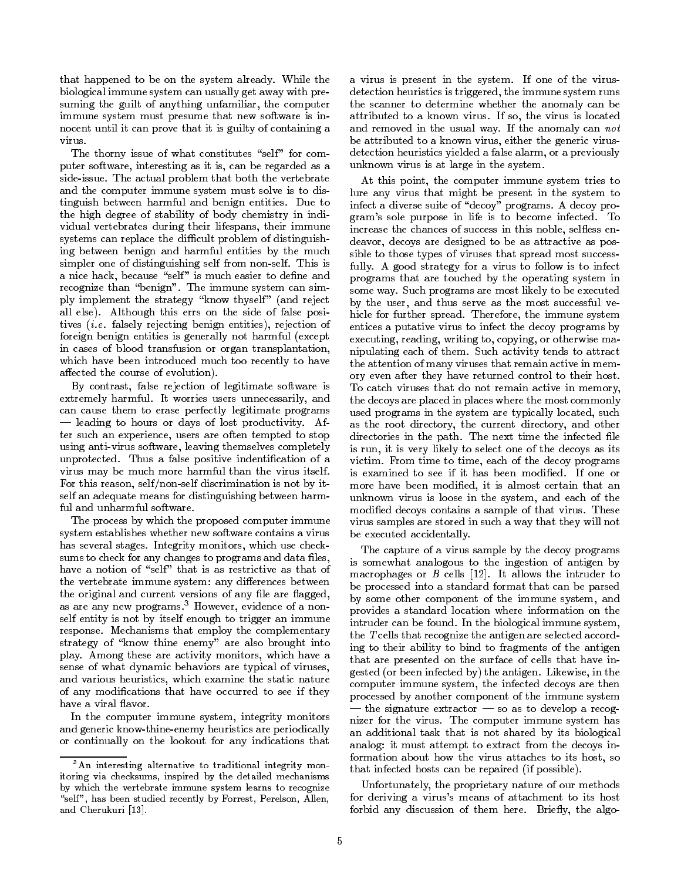that happened to be on the system already. While the biological immune system can usually get away with presuming the guilt of anything unfamiliar, the computer immune system must presume that new software is innocent until it can prove that it is guilty of containing a virus.

The thorny issue of what constitutes "self" for computer software, interesting as it is, can be regarded as a side-issue. The actual problem that both the vertebrate and the computer immune system must solve is to distinguish between harmful and benign entities. Due to the high degree of stability of body chemistry in individual vertebrates during their lifespans, their immune systems can replace the difficult problem of distinguishing between benign and harmful entities by the much simpler one of distinguishing self from non-self. This is a nice hack, because "self" is much easier to define and recognize than "benign". The immune system can simply implement the strategy "know thyself" (and reject all else). Although this errs on the side of false positives (*i.e.* falsely rejecting benign entities), rejection of foreign benign entities is generally not harmful (except in cases of blood transfusion or organ transplantation, which have been introduced much too recently to have affected the course of evolution).

By contrast, false rejection of legitimate software is extremely harmful. It worries users unnecessarily, and can cause them to erase perfectly legitimate programs — leading to hours or days of lost productivity. After such an experience, users are often tempted to stop using anti-virus software, leaving themselves completely unprotected. Thus a false positive indentification of a virus may be much more harmful than the virus itself. For this reason, self/non-self discrimination is not by itself an adequate means for distinguishing between harmful and unharmful software.

The process by which the proposed computer immune system establishes whether new software contains a virus has several stages. Integrity monitors, which use checksums to check for any changes to programs and data files, have a notion of "self" that is as restrictive as that of the vertebrate immune system: any differences between the original and current versions of any file are flagged, as are any new programs.[3] However, evidence of a non-self entity is not by itself enough to trigger an immune response. Mechanisms that employ the complementary strategy of "know thine enemy" are also brought into play. Among these are activity monitors, which have a sense of what dynamic behaviors are typical of viruses, and various heuristics, which examine the static nature of any modifications that have occurred to see if they have a viral flavor.

In the computer immune system, integrity monitors and generic know-thine-enemy heuristics are periodically or continually on the lookout for any indications that a virus is present in the system. If one of the virus-detection heuristics is triggered, the immune system runs the scanner to determine whether the anomaly can be attributed to a known virus. If so, the virus is located and removed in the usual way. If the anomaly can *not* be attributed to a known virus, either the generic virus-detection heuristics yielded a false alarm, or a previously unknown virus is at large in the system.

At this point, the computer immune system tries to lure any virus that might be present in the system to infect a diverse suite of "decoy" programs. A decoy program's sole purpose in life is to become infected. To increase the chances of success in this noble, selfless endeavor, decoys are designed to be as attractive as possible to those types of viruses that spread most successfully. A good strategy for a virus to follow is to infect programs that are touched by the operating system in some way. Such programs are most likely to be executed by the user, and thus serve as the most successful vehicle for further spread. Therefore, the immune system entices a putative virus to infect the decoy programs by executing, reading, writing to, copying, or otherwise manipulating each of them. Such activity tends to attract the attention of many viruses that remain active in memory even after they have returned control to their host. To catch viruses that do not remain active in memory, the decoys are placed in places where the most commonly used programs in the system are typically located, such as the root directory, the current directory, and other directories in the path. The next time the infected file is run, it is very likely to select one of the decoys as its victim. From time to time, each of the decoy programs is examined to see if it has been modified. If one or more have been modified, it is almost certain that an unknown virus is loose in the system, and each of the modified decoys contains a sample of that virus. These virus samples are stored in such a way that they will not be executed accidentally.

The capture of a virus sample by the decoy programs is somewhat analogous to the ingestion of antigen by macrophages or *B* cells [12]. It allows the intruder to be processed into a standard format that can be parsed by some other component of the immune system, and provides a standard location where information on the intruder can be found. In the biological immune system, the *T* cells that recognize the antigen are selected according to their ability to bind to fragments of the antigen that are presented on the surface of cells that have ingested (or been infected by) the antigen. Likewise, in the computer immune system, the infected decoys are then processed by another component of the immune system — the signature extractor — so as to develop a recognizer for the virus. The computer immune system has an additional task that is not shared by its biological analog: it must attempt to extract from the decoys information about how the virus attaches to its host, so that infected hosts can be repaired (if possible).

Unfortunately, the proprietary nature of our methods for deriving a virus's means of attachment to its host forbid any discussion of them here. Briefly, the algo-

[3] An interesting alternative to traditional integrity monitoring via checksums, inspired by the detailed mechanisms by which the vertebrate immune system learns to recognize "self", has been studied recently by Forrest, Perelson, Allen, and Cherukuri [13].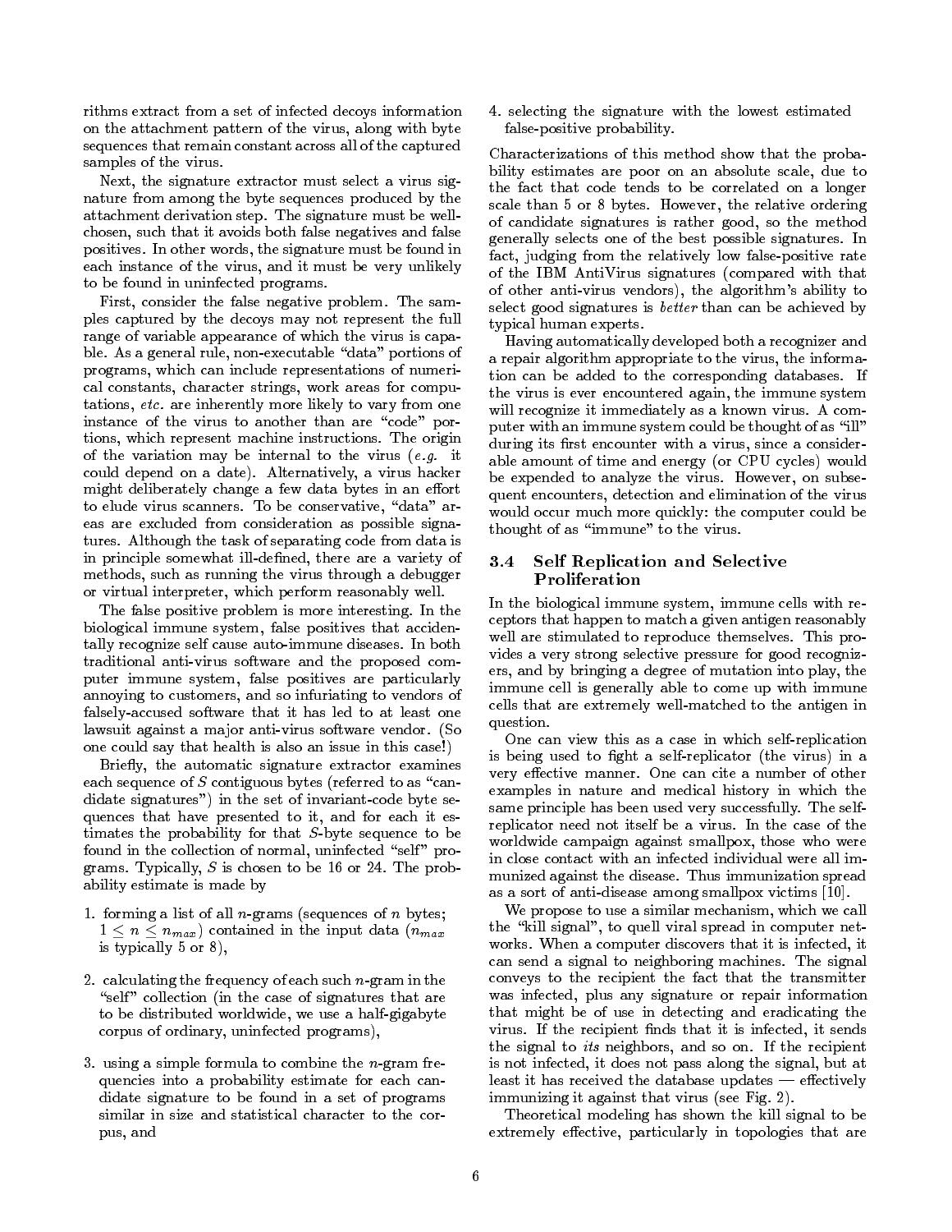rithms extract from a set of infected decoys information on the attachment pattern of the virus, along with byte sequences that remain constant across all of the captured samples of the virus.

Next, the signature extractor must select a virus signature from among the byte sequences produced by the attachment derivation step. The signature must be well-chosen, such that it avoids both false negatives and false positives. In other words, the signature must be found in each instance of the virus, and it must be very unlikely to be found in uninfected programs.

First, consider the false negative problem. The samples captured by the decoys may not represent the full range of variable appearance of which the virus is capable. As a general rule, non-executable "data" portions of programs, which can include representations of numerical constants, character strings, work areas for computations, *etc.* are inherently more likely to vary from one instance of the virus to another than are "code" portions, which represent machine instructions. The origin of the variation may be internal to the virus (*e.g.* it could depend on a date). Alternatively, a virus hacker might deliberately change a few data bytes in an effort to elude virus scanners. To be conservative, "data" areas are excluded from consideration as possible signatures. Although the task of separating code from data is in principle somewhat ill-defined, there are a variety of methods, such as running the virus through a debugger or virtual interpreter, which perform reasonably well.

The false positive problem is more interesting. In the biological immune system, false positives that accidentally recognize self cause auto-immune diseases. In both traditional anti-virus software and the proposed computer immune system, false positives are particularly annoying to customers, and so infuriating to vendors of falsely-accused software that it has led to at least one lawsuit against a major anti-virus software vendor. (So one could say that health is also an issue in this case!)

Briefly, the automatic signature extractor examines each sequence of $S$ contiguous bytes (referred to as "candidate signatures") in the set of invariant-code byte sequences that have presented to it, and for each it estimates the probability for that $S$-byte sequence to be found in the collection of normal, uninfected "self" programs. Typically, $S$ is chosen to be 16 or 24. The probability estimate is made by

1. forming a list of all $n$-grams (sequences of $n$ bytes; $1 \leq n \leq n_{max}$) contained in the input data ($n_{max}$ is typically 5 or 8),
2. calculating the frequency of each such $n$-gram in the "self" collection (in the case of signatures that are to be distributed worldwide, we use a half-gigabyte corpus of ordinary, uninfected programs),
3. using a simple formula to combine the $n$-gram frequencies into a probability estimate for each candidate signature to be found in a set of programs similar in size and statistical character to the corpus, and
4. selecting the signature with the lowest estimated false-positive probability.

Characterizations of this method show that the probability estimates are poor on an absolute scale, due to the fact that code tends to be correlated on a longer scale than 5 or 8 bytes. However, the relative ordering of candidate signatures is rather good, so the method generally selects one of the best possible signatures. In fact, judging from the relatively low false-positive rate of the IBM AntiVirus signatures (compared with that of other anti-virus vendors), the algorithm's ability to select good signatures is *better* than can be achieved by typical human experts.

Having automatically developed both a recognizer and a repair algorithm appropriate to the virus, the information can be added to the corresponding databases. If the virus is ever encountered again, the immune system will recognize it immediately as a known virus. A computer with an immune system could be thought of as "ill" during its first encounter with a virus, since a considerable amount of time and energy (or CPU cycles) would be expended to analyze the virus. However, on subsequent encounters, detection and elimination of the virus would occur much more quickly: the computer could be thought of as "immune" to the virus.

### 3.4 Self Replication and Selective Proliferation

In the biological immune system, immune cells with receptors that happen to match a given antigen reasonably well are stimulated to reproduce themselves. This provides a very strong selective pressure for good recognizers, and by bringing a degree of mutation into play, the immune cell is generally able to come up with immune cells that are extremely well-matched to the antigen in question.

One can view this as a case in which self-replication is being used to fight a self-replicator (the virus) in a very effective manner. One can cite a number of other examples in nature and medical history in which the same principle has been used very successfully. The self-replicator need not itself be a virus. In the case of the worldwide campaign against smallpox, those who were in close contact with an infected individual were all immunized against the disease. Thus immunization spread as a sort of anti-disease among smallpox victims [10].

We propose to use a similar mechanism, which we call the "kill signal", to quell viral spread in computer networks. When a computer discovers that it is infected, it can send a signal to neighboring machines. The signal conveys to the recipient the fact that the transmitter was infected, plus any signature or repair information that might be of use in detecting and eradicating the virus. If the recipient finds that it is infected, it sends the signal to *its* neighbors, and so on. If the recipient is not infected, it does not pass along the signal, but at least it has received the database updates — effectively immunizing it against that virus (see Fig. 2).

Theoretical modeling has shown the kill signal to be extremely effective, particularly in topologies that are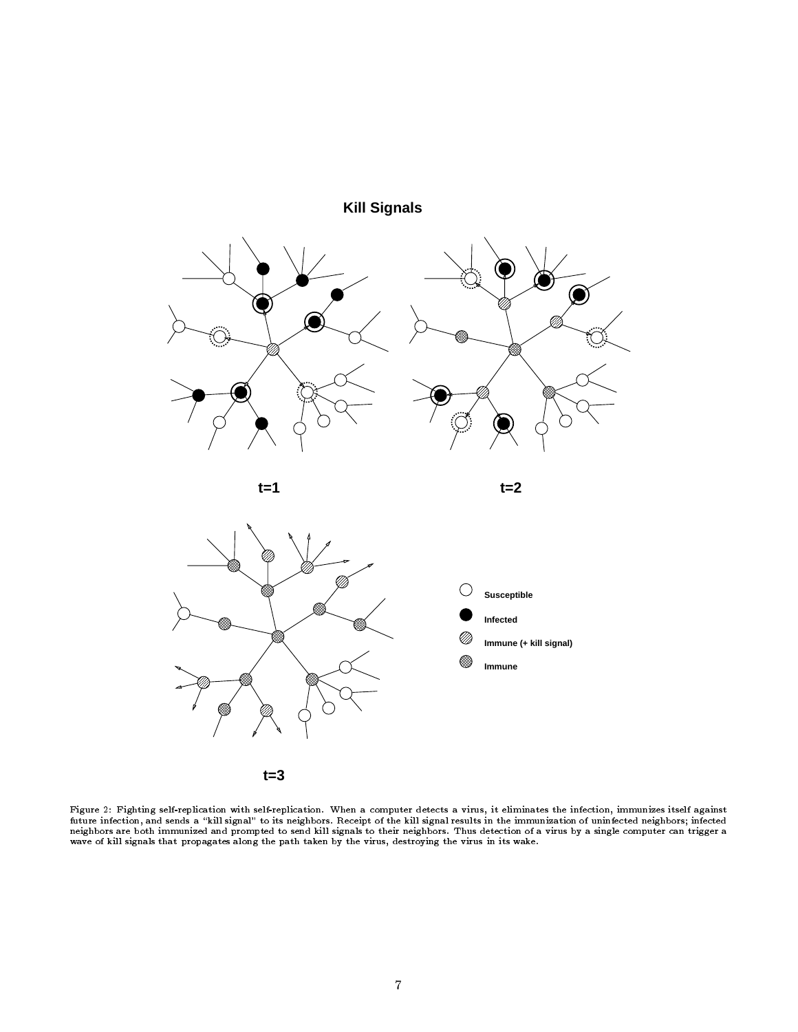Figure 2: Fighting self-replication with self-replication. When a computer detects a virus, it eliminates the infection, immunizes itself against future infection, and sends a "kill signal" to its neighbors. Receipt of the kill signal results in the immunization of uninfected neighbors; infected neighbors are both immunized and prompted to send kill signals to their neighbors. Thus detection of a virus by a single computer can trigger a wave of kill signals that propagates along the path taken by the virus, destroying the virus in its wake.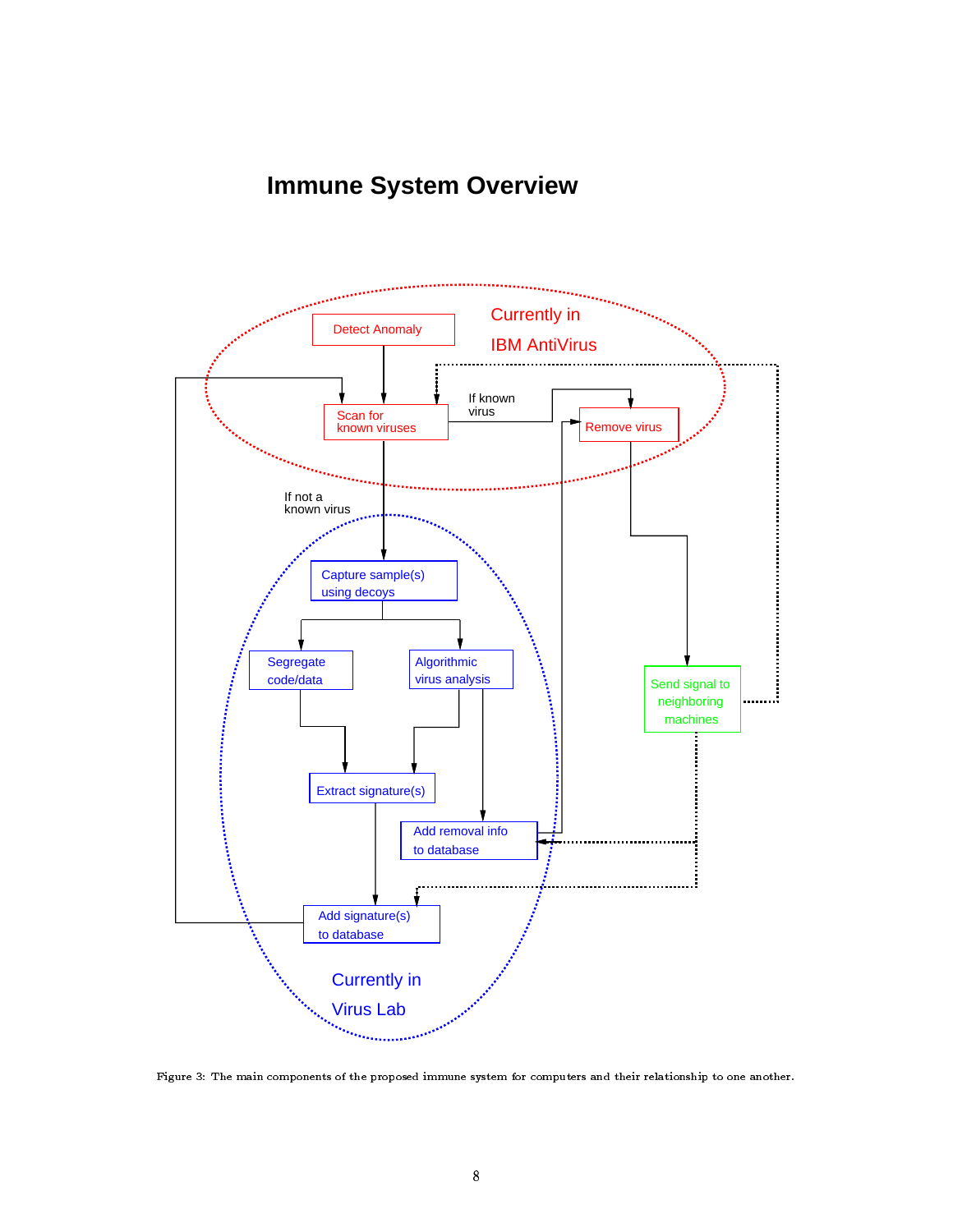# Immune System Overview

Figure 3: The main components of the proposed immune system for computers and their relationship to one another.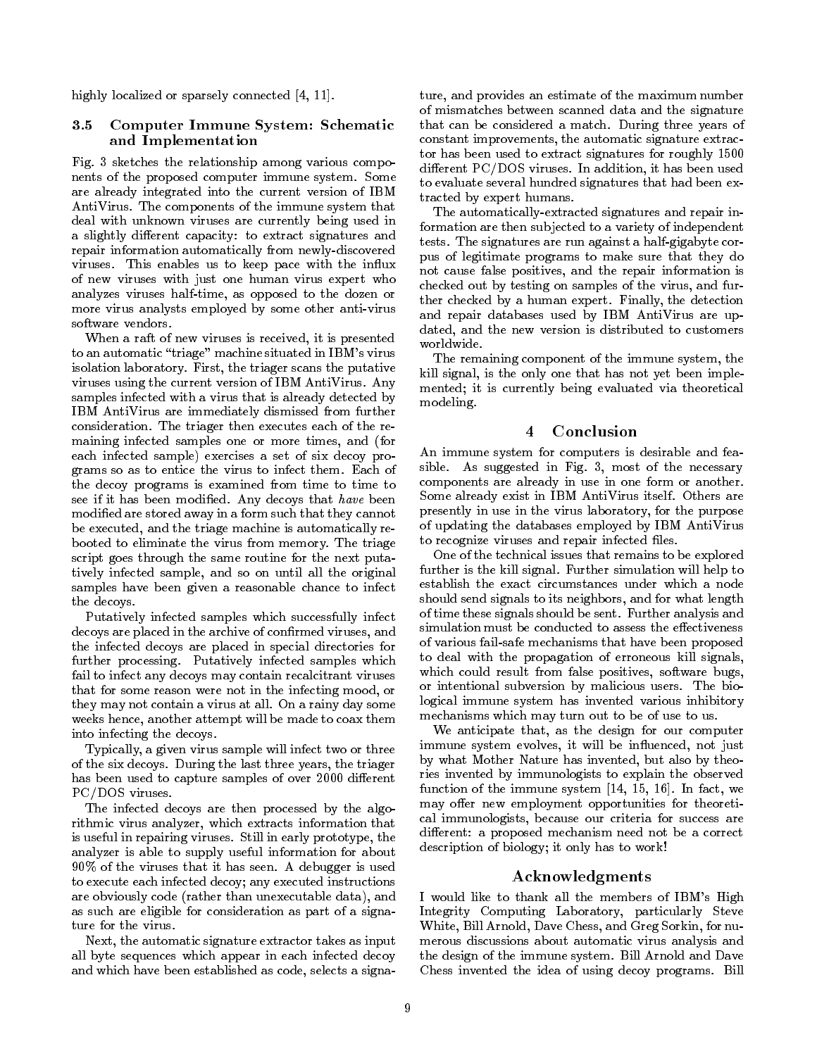highly localized or sparsely connected [4, 11].

### 3.5 Computer Immune System: Schematic and Implementation

Fig. 3 sketches the relationship among various components of the proposed computer immune system. Some are already integrated into the current version of IBM AntiVirus. The components of the immune system that deal with unknown viruses are currently being used in a slightly different capacity: to extract signatures and repair information automatically from newly-discovered viruses. This enables us to keep pace with the influx of new viruses with just one human virus expert who analyzes viruses half-time, as opposed to the dozen or more virus analysts employed by some other anti-virus software vendors.

When a raft of new viruses is received, it is presented to an automatic "triage" machine situated in IBM's virus isolation laboratory. First, the triager scans the putative viruses using the current version of IBM AntiVirus. Any samples infected with a virus that is already detected by IBM AntiVirus are immediately dismissed from further consideration. The triager then executes each of the remaining infected samples one or more times, and (for each infected sample) exercises a set of six decoy programs so as to entice the virus to infect them. Each of the decoy programs is examined from time to time to see if it has been modified. Any decoys that *have* been modified are stored away in a form such that they cannot be executed, and the triage machine is automatically rebooted to eliminate the virus from memory. The triage script goes through the same routine for the next putatively infected sample, and so on until all the original samples have been given a reasonable chance to infect the decoys.

Putatively infected samples which successfully infect decoys are placed in the archive of confirmed viruses, and the infected decoys are placed in special directories for further processing. Putatively infected samples which fail to infect any decoys may contain recalcitrant viruses that for some reason were not in the infecting mood, or they may not contain a virus at all. On a rainy day some weeks hence, another attempt will be made to coax them into infecting the decoys.

Typically, a given virus sample will infect two or three of the six decoys. During the last three years, the triager has been used to capture samples of over 2000 different PC/DOS viruses.

The infected decoys are then processed by the algorithmic virus analyzer, which extracts information that is useful in repairing viruses. Still in early prototype, the analyzer is able to supply useful information for about 90% of the viruses that it has seen. A debugger is used to execute each infected decoy; any executed instructions are obviously code (rather than unexecutable data), and as such are eligible for consideration as part of a signature for the virus.

Next, the automatic signature extractor takes as input all byte sequences which appear in each infected decoy and which have been established as code, selects a signature, and provides an estimate of the maximum number of mismatches between scanned data and the signature that can be considered a match. During three years of constant improvements, the automatic signature extractor has been used to extract signatures for roughly 1500 different PC/DOS viruses. In addition, it has been used to evaluate several hundred signatures that had been extracted by expert humans.

The automatically-extracted signatures and repair information are then subjected to a variety of independent tests. The signatures are run against a half-gigabyte corpus of legitimate programs to make sure that they do not cause false positives, and the repair information is checked out by testing on samples of the virus, and further checked by a human expert. Finally, the detection and repair databases used by IBM AntiVirus are updated, and the new version is distributed to customers worldwide.

The remaining component of the immune system, the kill signal, is the only one that has not yet been implemented; it is currently being evaluated via theoretical modeling.

## 4 Conclusion

An immune system for computers is desirable and feasible. As suggested in Fig. 3, most of the necessary components are already in use in one form or another. Some already exist in IBM AntiVirus itself. Others are presently in use in the virus laboratory, for the purpose of updating the databases employed by IBM AntiVirus to recognize viruses and repair infected files.

One of the technical issues that remains to be explored further is the kill signal. Further simulation will help to establish the exact circumstances under which a node should send signals to its neighbors, and for what length of time these signals should be sent. Further analysis and simulation must be conducted to assess the effectiveness of various fail-safe mechanisms that have been proposed to deal with the propagation of erroneous kill signals, which could result from false positives, software bugs, or intentional subversion by malicious users. The biological immune system has invented various inhibitory mechanisms which may turn out to be of use to us.

We anticipate that, as the design for our computer immune system evolves, it will be influenced, not just by what Mother Nature has invented, but also by theories invented by immunologists to explain the observed function of the immune system [14, 15, 16]. In fact, we may offer new employment opportunities for theoretical immunologists, because our criteria for success are different: a proposed mechanism need not be a correct description of biology; it only has to work!

## Acknowledgments

I would like to thank all the members of IBM's High Integrity Computing Laboratory, particularly Steve White, Bill Arnold, Dave Chess, and Greg Sorkin, for numerous discussions about automatic virus analysis and the design of the immune system. Bill Arnold and Dave Chess invented the idea of using decoy programs. Bill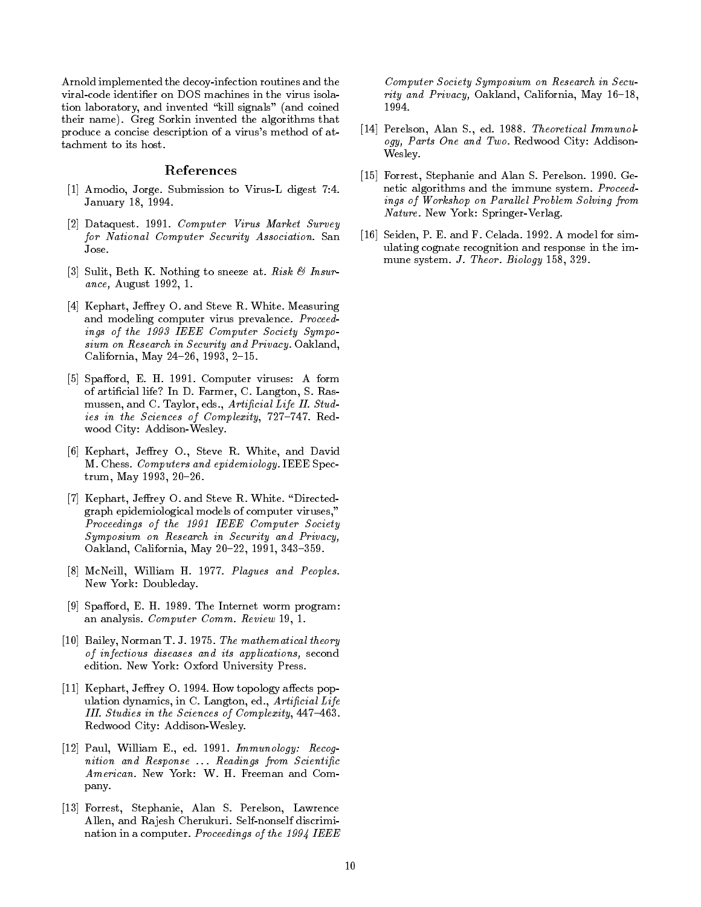Arnold implemented the decoy-infection routines and the viral-code identifier on DOS machines in the virus isolation laboratory, and invented "kill signals" (and coined their name). Greg Sorkin invented the algorithms that produce a concise description of a virus's method of attachment to its host.

## References

[1] Amodio, Jorge. Submission to Virus-L digest 7:4. January 18, 1994.

[2] Dataquest. 1991. *Computer Virus Market Survey for National Computer Security Association.* San Jose.

[3] Sulit, Beth K. Nothing to sneeze at. *Risk & Insurance,* August 1992, 1.

[4] Kephart, Jeffrey O. and Steve R. White. Measuring and modeling computer virus prevalence. *Proceedings of the 1993 IEEE Computer Society Symposium on Research in Security and Privacy.* Oakland, California, May 24–26, 1993, 2–15.

[5] Spafford, E. H. 1991. Computer viruses: A form of artificial life? In D. Farmer, C. Langton, S. Rasmussen, and C. Taylor, eds., *Artificial Life II. Studies in the Sciences of Complexity,* 727–747. Redwood City: Addison-Wesley.

[6] Kephart, Jeffrey O., Steve R. White, and David M. Chess. *Computers and epidemiology.* IEEE Spectrum, May 1993, 20–26.

[7] Kephart, Jeffrey O. and Steve R. White. "Directed-graph epidemiological models of computer viruses," *Proceedings of the 1991 IEEE Computer Society Symposium on Research in Security and Privacy,* Oakland, California, May 20–22, 1991, 343–359.

[8] McNeill, William H. 1977. *Plagues and Peoples.* New York: Doubleday.

[9] Spafford, E. H. 1989. The Internet worm program: an analysis. *Computer Comm. Review* 19, 1.

[10] Bailey, Norman T. J. 1975. *The mathematical theory of infectious diseases and its applications,* second edition. New York: Oxford University Press.

[11] Kephart, Jeffrey O. 1994. How topology affects population dynamics, in C. Langton, ed., *Artificial Life III. Studies in the Sciences of Complexity,* 447–463. Redwood City: Addison-Wesley.

[12] Paul, William E., ed. 1991. *Immunology: Recognition and Response ... Readings from Scientific American.* New York: W. H. Freeman and Company.

[13] Forrest, Stephanie, Alan S. Perelson, Lawrence Allen, and Rajesh Cherukuri. Self-nonself discrimination in a computer. *Proceedings of the 1994 IEEE Computer Society Symposium on Research in Security and Privacy,* Oakland, California, May 16–18, 1994.

[14] Perelson, Alan S., ed. 1988. *Theoretical Immunology, Parts One and Two.* Redwood City: Addison-Wesley.

[15] Forrest, Stephanie and Alan S. Perelson. 1990. Genetic algorithms and the immune system. *Proceedings of Workshop on Parallel Problem Solving from Nature.* New York: Springer-Verlag.

[16] Seiden, P. E. and F. Celada. 1992. A model for simulating cognate recognition and response in the immune system. *J. Theor. Biology* 158, 329.